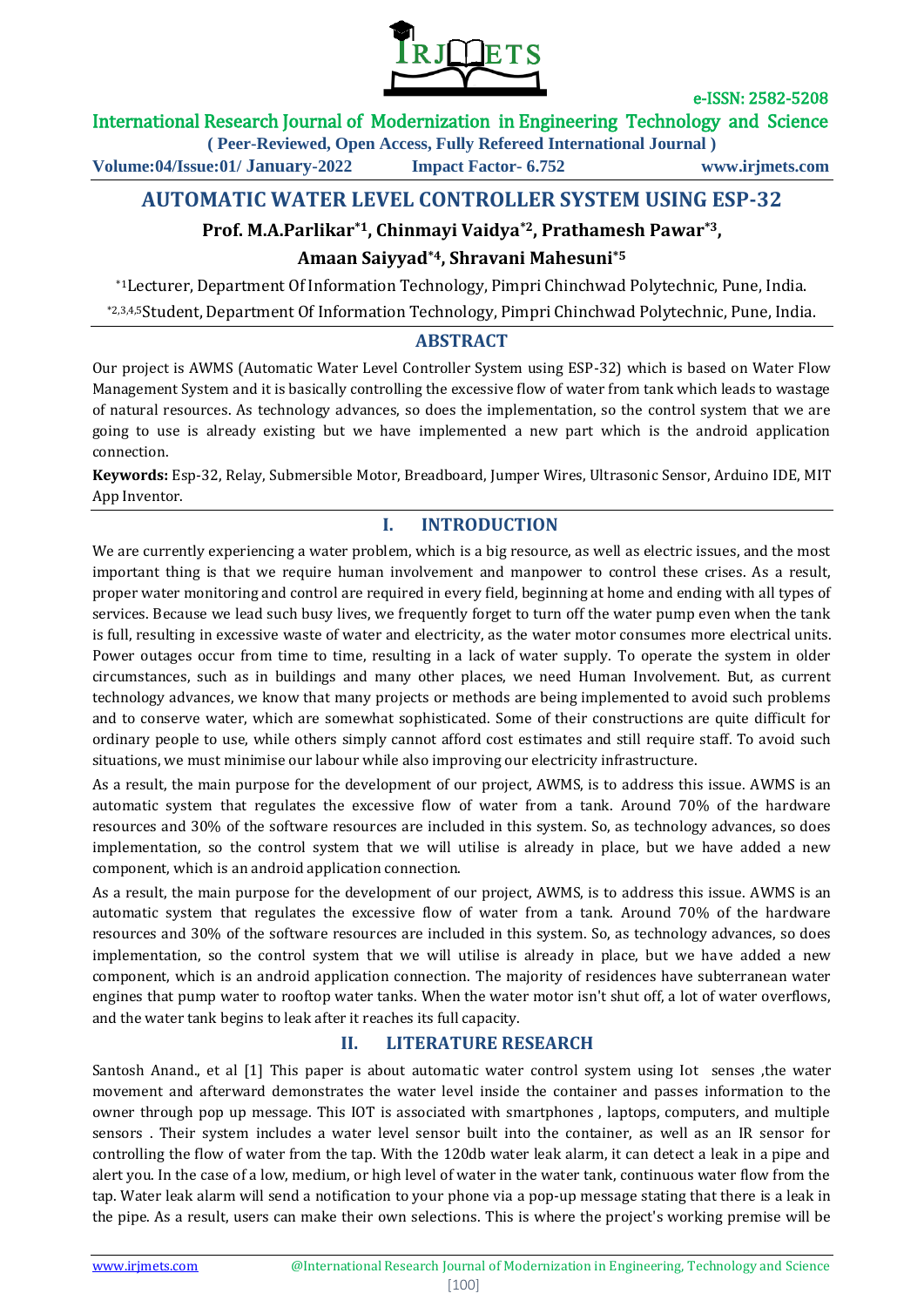# AUTOMATIC WATER LEVEL CONTROLLER SYSTEM USING ESP-32

**Prof. M.A.Parlikar[*1], Chinmayi Vaidya[*2], Prathamesh Pawar[*3], Amaan Saiyyad[*4], Shravani Mahesuni[*5]**

[*1]Lecturer, Department Of Information Technology, Pimpri Chinchwad Polytechnic, Pune, India.

[*2,3,4,5]Student, Department Of Information Technology, Pimpri Chinchwad Polytechnic, Pune, India.

## ABSTRACT

Our project is AWMS (Automatic Water Level Controller System using ESP-32) which is based on Water Flow Management System and it is basically controlling the excessive flow of water from tank which leads to wastage of natural resources. As technology advances, so does the implementation, so the control system that we are going to use is already existing but we have implemented a new part which is the android application connection.

**Keywords:** Esp-32, Relay, Submersible Motor, Breadboard, Jumper Wires, Ultrasonic Sensor, Arduino IDE, MIT App Inventor.

## I. INTRODUCTION

We are currently experiencing a water problem, which is a big resource, as well as electric issues, and the most important thing is that we require human involvement and manpower to control these crises. As a result, proper water monitoring and control are required in every field, beginning at home and ending with all types of services. Because we lead such busy lives, we frequently forget to turn off the water pump even when the tank is full, resulting in excessive waste of water and electricity, as the water motor consumes more electrical units. Power outages occur from time to time, resulting in a lack of water supply. To operate the system in older circumstances, such as in buildings and many other places, we need Human Involvement. But, as current technology advances, we know that many projects or methods are being implemented to avoid such problems and to conserve water, which are somewhat sophisticated. Some of their constructions are quite difficult for ordinary people to use, while others simply cannot afford cost estimates and still require staff. To avoid such situations, we must minimise our labour while also improving our electricity infrastructure.

As a result, the main purpose for the development of our project, AWMS, is to address this issue. AWMS is an automatic system that regulates the excessive flow of water from a tank. Around 70% of the hardware resources and 30% of the software resources are included in this system. So, as technology advances, so does implementation, so the control system that we will utilise is already in place, but we have added a new component, which is an android application connection.

As a result, the main purpose for the development of our project, AWMS, is to address this issue. AWMS is an automatic system that regulates the excessive flow of water from a tank. Around 70% of the hardware resources and 30% of the software resources are included in this system. So, as technology advances, so does implementation, so the control system that we will utilise is already in place, but we have added a new component, which is an android application connection. The majority of residences have subterranean water engines that pump water to rooftop water tanks. When the water motor isn't shut off, a lot of water overflows, and the water tank begins to leak after it reaches its full capacity.

## II. LITERATURE RESEARCH

Santosh Anand., et al [1] This paper is about automatic water control system using Iot senses ,the water movement and afterward demonstrates the water level inside the container and passes information to the owner through pop up message. This IOT is associated with smartphones , laptops, computers, and multiple sensors . Their system includes a water level sensor built into the container, as well as an IR sensor for controlling the flow of water from the tap. With the 120db water leak alarm, it can detect a leak in a pipe and alert you. In the case of a low, medium, or high level of water in the water tank, continuous water flow from the tap. Water leak alarm will send a notification to your phone via a pop-up message stating that there is a leak in the pipe. As a result, users can make their own selections. This is where the project's working premise will be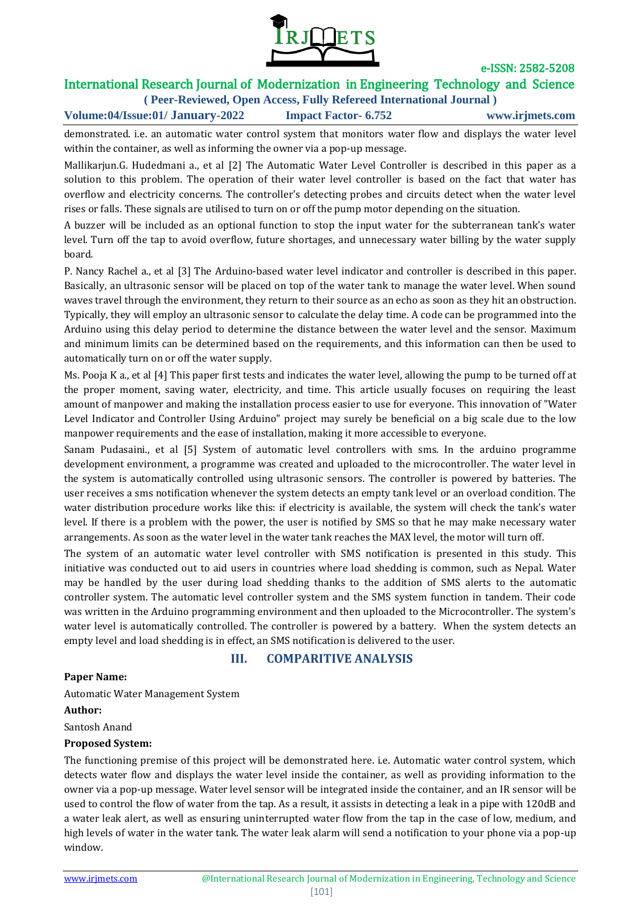demonstrated. i.e. an automatic water control system that monitors water flow and displays the water level within the container, as well as informing the owner via a pop-up message.

Mallikarjun.G. Hudedmani a., et al [2] The Automatic Water Level Controller is described in this paper as a solution to this problem. The operation of their water level controller is based on the fact that water has overflow and electricity concerns. The controller's detecting probes and circuits detect when the water level rises or falls. These signals are utilised to turn on or off the pump motor depending on the situation.

A buzzer will be included as an optional function to stop the input water for the subterranean tank's water level. Turn off the tap to avoid overflow, future shortages, and unnecessary water billing by the water supply board.

P. Nancy Rachel a., et al [3] The Arduino-based water level indicator and controller is described in this paper. Basically, an ultrasonic sensor will be placed on top of the water tank to manage the water level. When sound waves travel through the environment, they return to their source as an echo as soon as they hit an obstruction. Typically, they will employ an ultrasonic sensor to calculate the delay time. A code can be programmed into the Arduino using this delay period to determine the distance between the water level and the sensor. Maximum and minimum limits can be determined based on the requirements, and this information can then be used to automatically turn on or off the water supply.

Ms. Pooja K a., et al [4] This paper first tests and indicates the water level, allowing the pump to be turned off at the proper moment, saving water, electricity, and time. This article usually focuses on requiring the least amount of manpower and making the installation process easier to use for everyone. This innovation of "Water Level Indicator and Controller Using Arduino" project may surely be beneficial on a big scale due to the low manpower requirements and the ease of installation, making it more accessible to everyone.

Sanam Pudasaini., et al [5] System of automatic level controllers with sms. In the arduino programme development environment, a programme was created and uploaded to the microcontroller. The water level in the system is automatically controlled using ultrasonic sensors. The controller is powered by batteries. The user receives a sms notification whenever the system detects an empty tank level or an overload condition. The water distribution procedure works like this: if electricity is available, the system will check the tank's water level. If there is a problem with the power, the user is notified by SMS so that he may make necessary water arrangements. As soon as the water level in the water tank reaches the MAX level, the motor will turn off.

The system of an automatic water level controller with SMS notification is presented in this study. This initiative was conducted out to aid users in countries where load shedding is common, such as Nepal. Water may be handled by the user during load shedding thanks to the addition of SMS alerts to the automatic controller system. The automatic level controller system and the SMS system function in tandem. Their code was written in the Arduino programming environment and then uploaded to the Microcontroller. The system's water level is automatically controlled. The controller is powered by a battery. When the system detects an empty level and load shedding is in effect, an SMS notification is delivered to the user.

## III. COMPARITIVE ANALYSIS

**Paper Name:**

Automatic Water Management System

**Author:**

Santosh Anand

**Proposed System:**

The functioning premise of this project will be demonstrated here. i.e. Automatic water control system, which detects water flow and displays the water level inside the container, as well as providing information to the owner via a pop-up message. Water level sensor will be integrated inside the container, and an IR sensor will be used to control the flow of water from the tap. As a result, it assists in detecting a leak in a pipe with 120dB and a water leak alert, as well as ensuring uninterrupted water flow from the tap in the case of low, medium, and high levels of water in the water tank. The water leak alarm will send a notification to your phone via a pop-up window.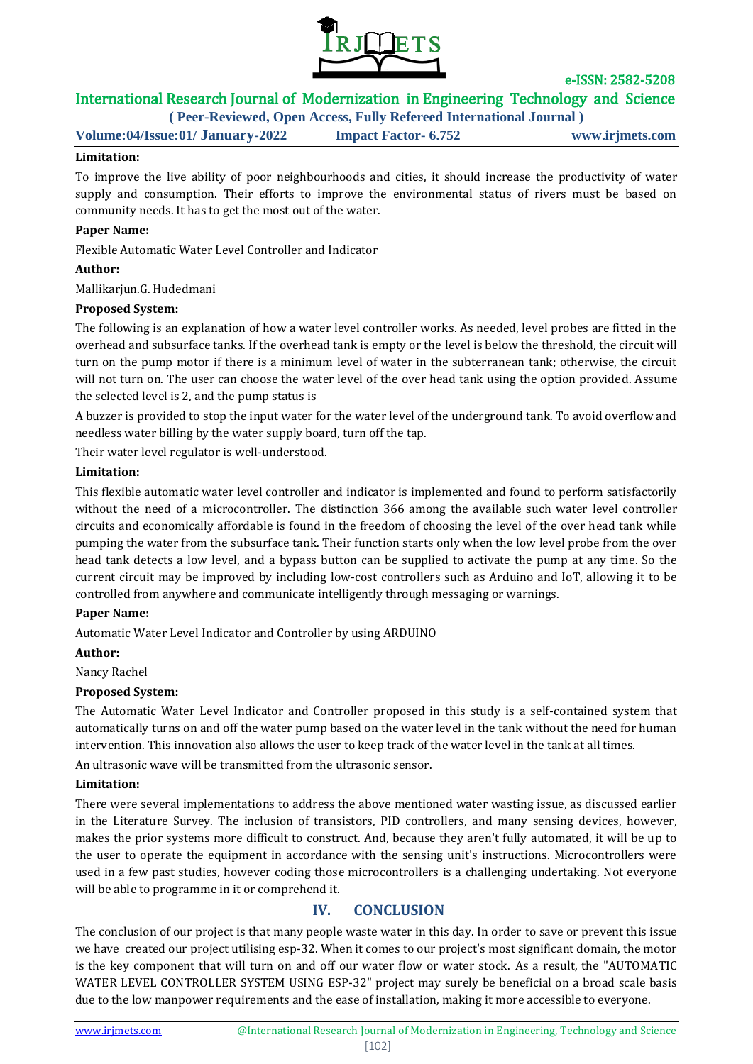**Limitation:**

To improve the live ability of poor neighbourhoods and cities, it should increase the productivity of water supply and consumption. Their efforts to improve the environmental status of rivers must be based on community needs. It has to get the most out of the water.

**Paper Name:**

Flexible Automatic Water Level Controller and Indicator

**Author:**

Mallikarjun.G. Hudedmani

**Proposed System:**

The following is an explanation of how a water level controller works. As needed, level probes are fitted in the overhead and subsurface tanks. If the overhead tank is empty or the level is below the threshold, the circuit will turn on the pump motor if there is a minimum level of water in the subterranean tank; otherwise, the circuit will not turn on. The user can choose the water level of the over head tank using the option provided. Assume the selected level is 2, and the pump status is

A buzzer is provided to stop the input water for the water level of the underground tank. To avoid overflow and needless water billing by the water supply board, turn off the tap.

Their water level regulator is well-understood.

**Limitation:**

This flexible automatic water level controller and indicator is implemented and found to perform satisfactorily without the need of a microcontroller. The distinction 366 among the available such water level controller circuits and economically affordable is found in the freedom of choosing the level of the over head tank while pumping the water from the subsurface tank. Their function starts only when the low level probe from the over head tank detects a low level, and a bypass button can be supplied to activate the pump at any time. So the current circuit may be improved by including low-cost controllers such as Arduino and IoT, allowing it to be controlled from anywhere and communicate intelligently through messaging or warnings.

**Paper Name:**

Automatic Water Level Indicator and Controller by using ARDUINO

**Author:**

Nancy Rachel

**Proposed System:**

The Automatic Water Level Indicator and Controller proposed in this study is a self-contained system that automatically turns on and off the water pump based on the water level in the tank without the need for human intervention. This innovation also allows the user to keep track of the water level in the tank at all times.

An ultrasonic wave will be transmitted from the ultrasonic sensor.

**Limitation:**

There were several implementations to address the above mentioned water wasting issue, as discussed earlier in the Literature Survey. The inclusion of transistors, PID controllers, and many sensing devices, however, makes the prior systems more difficult to construct. And, because they aren't fully automated, it will be up to the user to operate the equipment in accordance with the sensing unit's instructions. Microcontrollers were used in a few past studies, however coding those microcontrollers is a challenging undertaking. Not everyone will be able to programme in it or comprehend it.

## IV. CONCLUSION

The conclusion of our project is that many people waste water in this day. In order to save or prevent this issue we have created our project utilising esp-32. When it comes to our project's most significant domain, the motor is the key component that will turn on and off our water flow or water stock. As a result, the "AUTOMATIC WATER LEVEL CONTROLLER SYSTEM USING ESP-32" project may surely be beneficial on a broad scale basis due to the low manpower requirements and the ease of installation, making it more accessible to everyone.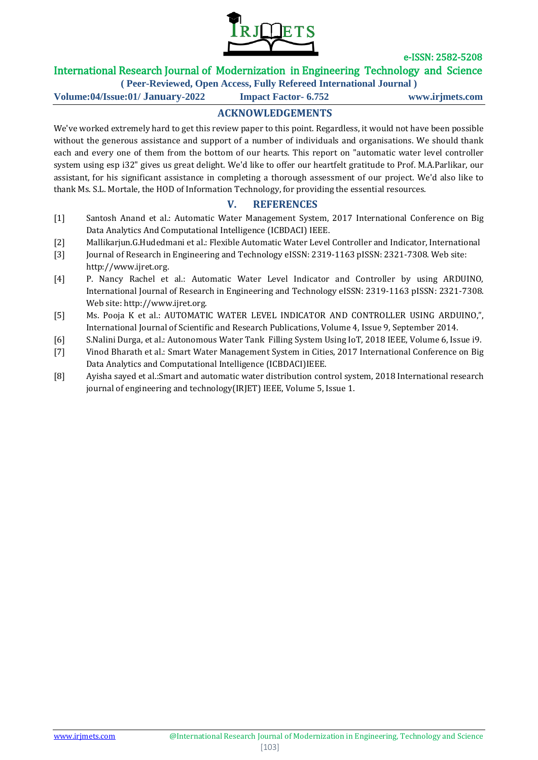## ACKNOWLEDGEMENTS

We've worked extremely hard to get this review paper to this point. Regardless, it would not have been possible without the generous assistance and support of a number of individuals and organisations. We should thank each and every one of them from the bottom of our hearts. This report on "automatic water level controller system using esp i32" gives us great delight. We'd like to offer our heartfelt gratitude to Prof. M.A.Parlikar, our assistant, for his significant assistance in completing a thorough assessment of our project. We'd also like to thank Ms. S.L. Mortale, the HOD of Information Technology, for providing the essential resources.

## V. REFERENCES

[1] Santosh Anand et al.: Automatic Water Management System, 2017 International Conference on Big Data Analytics And Computational Intelligence (ICBDACI) IEEE.

[2] Mallikarjun.G.Hudedmani et al.: Flexible Automatic Water Level Controller and Indicator, International

[3] Journal of Research in Engineering and Technology eISSN: 2319-1163 pISSN: 2321-7308. Web site: http://www.ijret.org.

[4] P. Nancy Rachel et al.: Automatic Water Level Indicator and Controller by using ARDUINO, International Journal of Research in Engineering and Technology eISSN: 2319-1163 pISSN: 2321-7308. Web site: http://www.ijret.org.

[5] Ms. Pooja K et al.: AUTOMATIC WATER LEVEL INDICATOR AND CONTROLLER USING ARDUINO,", International Journal of Scientific and Research Publications, Volume 4, Issue 9, September 2014.

[6] S.Nalini Durga, et al.: Autonomous Water Tank Filling System Using IoT, 2018 IEEE, Volume 6, Issue i9.

[7] Vinod Bharath et al.: Smart Water Management System in Cities, 2017 International Conference on Big Data Analytics and Computational Intelligence (ICBDACI)IEEE.

[8] Ayisha sayed et al.:Smart and automatic water distribution control system, 2018 International research journal of engineering and technology(IRJET) IEEE, Volume 5, Issue 1.